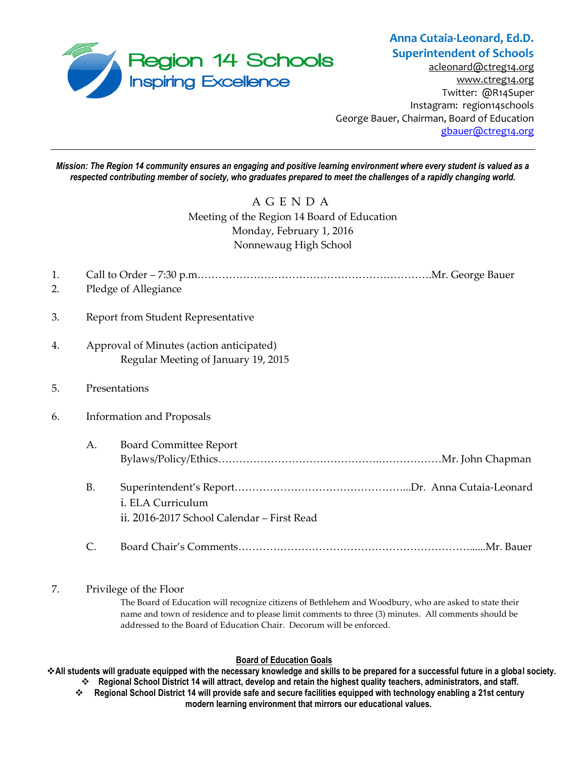**Region 14 Schools**
Inspiring Excellence

**Anna Cutaia-Leonard, Ed.D.**
**Superintendent of Schools**
acleonard@ctreg14.org
www.ctreg14.org
Twitter: @R14Super
Instagram: region14schools
George Bauer, Chairman, Board of Education
gbauer@ctreg14.org

---

***Mission: The Region 14 community ensures an engaging and positive learning environment where every student is valued as a respected contributing member of society, who graduates prepared to meet the challenges of a rapidly changing world.***

# A G E N D A

Meeting of the Region 14 Board of Education
Monday, February 1, 2016
Nonnewaug High School

1. Call to Order – 7:30 p.m.………………………………………………………….Mr. George Bauer
2. Pledge of Allegiance
3. Report from Student Representative
4. Approval of Minutes (action anticipated)
   Regular Meeting of January 19, 2015
5. Presentations
6. Information and Proposals
   - A. Board Committee Report
     Bylaws/Policy/Ethics………………………………………..………………Mr. John Chapman
   - B. Superintendent's Report…………………………………………...Dr. Anna Cutaia-Leonard
     i. ELA Curriculum
     ii. 2016-2017 School Calendar – First Read
   - C. Board Chair's Comments…………………………………………………………......Mr. Bauer
7. Privilege of the Floor
   The Board of Education will recognize citizens of Bethlehem and Woodbury, who are asked to state their name and town of residence and to please limit comments to three (3) minutes. All comments should be addressed to the Board of Education Chair. Decorum will be enforced.

**Board of Education Goals**

- **All students will graduate equipped with the necessary knowledge and skills to be prepared for a successful future in a global society.**
- **Regional School District 14 will attract, develop and retain the highest quality teachers, administrators, and staff.**
- **Regional School District 14 will provide safe and secure facilities equipped with technology enabling a 21st century modern learning environment that mirrors our educational values.**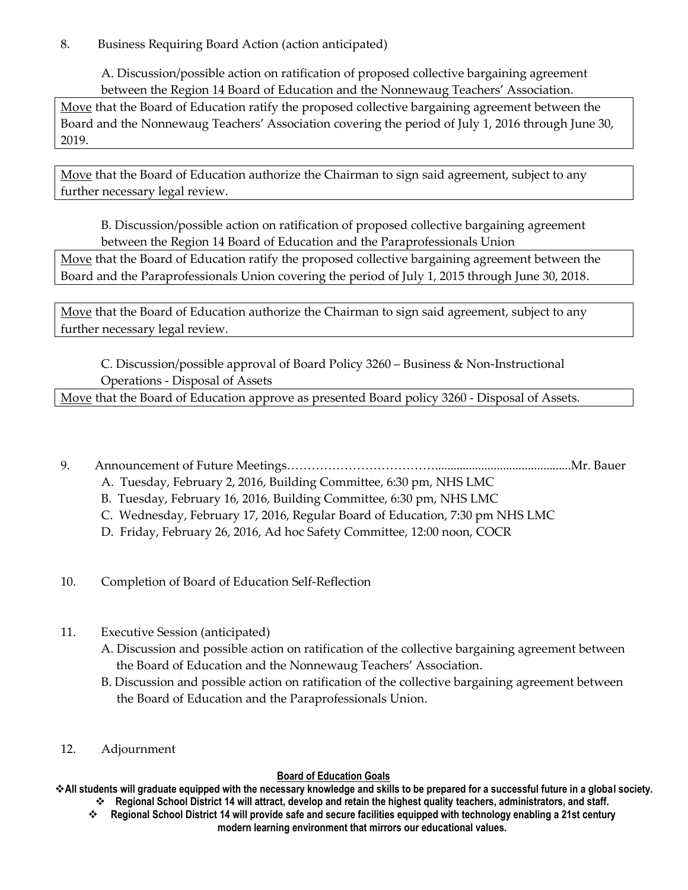8. Business Requiring Board Action (action anticipated)

A. Discussion/possible action on ratification of proposed collective bargaining agreement between the Region 14 Board of Education and the Nonnewaug Teachers' Association.

<u>Move</u> that the Board of Education ratify the proposed collective bargaining agreement between the Board and the Nonnewaug Teachers' Association covering the period of July 1, 2016 through June 30, 2019.

<u>Move</u> that the Board of Education authorize the Chairman to sign said agreement, subject to any further necessary legal review.

B. Discussion/possible action on ratification of proposed collective bargaining agreement between the Region 14 Board of Education and the Paraprofessionals Union

<u>Move</u> that the Board of Education ratify the proposed collective bargaining agreement between the Board and the Paraprofessionals Union covering the period of July 1, 2015 through June 30, 2018.

<u>Move</u> that the Board of Education authorize the Chairman to sign said agreement, subject to any further necessary legal review.

C. Discussion/possible approval of Board Policy 3260 – Business & Non-Instructional Operations - Disposal of Assets

<u>Move</u> that the Board of Education approve as presented Board policy 3260 - Disposal of Assets.

9. Announcement of Future Meetings…………………………….............................................Mr. Bauer
   - A. Tuesday, February 2, 2016, Building Committee, 6:30 pm, NHS LMC
   - B. Tuesday, February 16, 2016, Building Committee, 6:30 pm, NHS LMC
   - C. Wednesday, February 17, 2016, Regular Board of Education, 7:30 pm NHS LMC
   - D. Friday, February 26, 2016, Ad hoc Safety Committee, 12:00 noon, COCR

10. Completion of Board of Education Self-Reflection

11. Executive Session (anticipated)
    - A. Discussion and possible action on ratification of the collective bargaining agreement between the Board of Education and the Nonnewaug Teachers' Association.
    - B. Discussion and possible action on ratification of the collective bargaining agreement between the Board of Education and the Paraprofessionals Union.

12. Adjournment

**<u>Board of Education Goals</u>**

- **All students will graduate equipped with the necessary knowledge and skills to be prepared for a successful future in a global society.**
- **Regional School District 14 will attract, develop and retain the highest quality teachers, administrators, and staff.**
- **Regional School District 14 will provide safe and secure facilities equipped with technology enabling a 21st century modern learning environment that mirrors our educational values.**